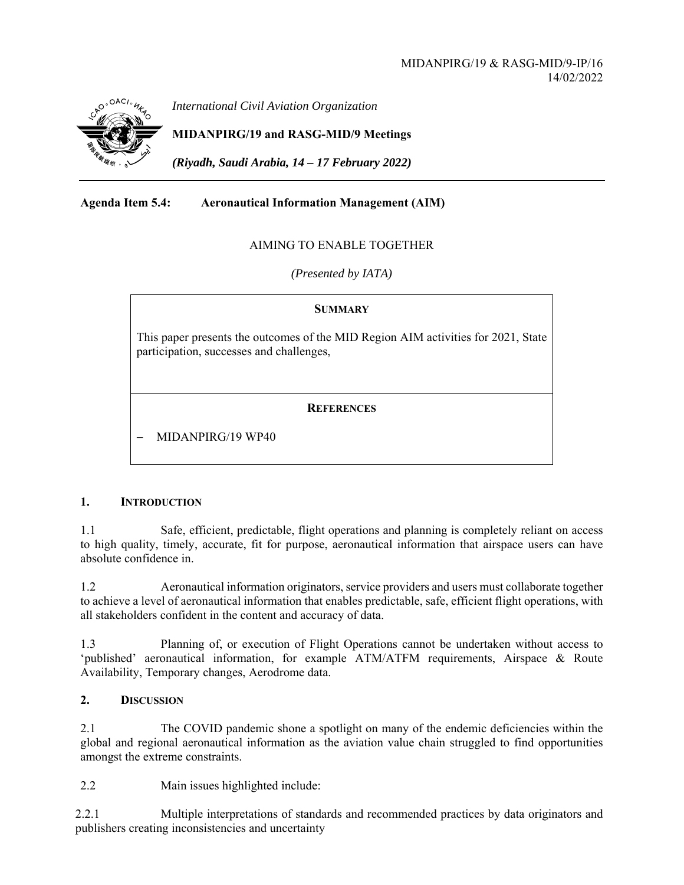MIDANPIRG/19 & RASG-MID/9-IP/16
14/02/2022

*International Civil Aviation Organization*

**MIDANPIRG/19 and RASG-MID/9 Meetings**

***(Riyadh, Saudi Arabia, 14 – 17 February 2022)***

---

**Agenda Item 5.4: Aeronautical Information Management (AIM)**

AIMING TO ENABLE TOGETHER

*(Presented by IATA)*

**SUMMARY**

This paper presents the outcomes of the MID Region AIM activities for 2021, State participation, successes and challenges,

**REFERENCES**

- MIDANPIRG/19 WP40

## 1. INTRODUCTION

1.1 Safe, efficient, predictable, flight operations and planning is completely reliant on access to high quality, timely, accurate, fit for purpose, aeronautical information that airspace users can have absolute confidence in.

1.2 Aeronautical information originators, service providers and users must collaborate together to achieve a level of aeronautical information that enables predictable, safe, efficient flight operations, with all stakeholders confident in the content and accuracy of data.

1.3 Planning of, or execution of Flight Operations cannot be undertaken without access to 'published' aeronautical information, for example ATM/ATFM requirements, Airspace & Route Availability, Temporary changes, Aerodrome data.

## 2. DISCUSSION

2.1 The COVID pandemic shone a spotlight on many of the endemic deficiencies within the global and regional aeronautical information as the aviation value chain struggled to find opportunities amongst the extreme constraints.

2.2 Main issues highlighted include:

2.2.1 Multiple interpretations of standards and recommended practices by data originators and publishers creating inconsistencies and uncertainty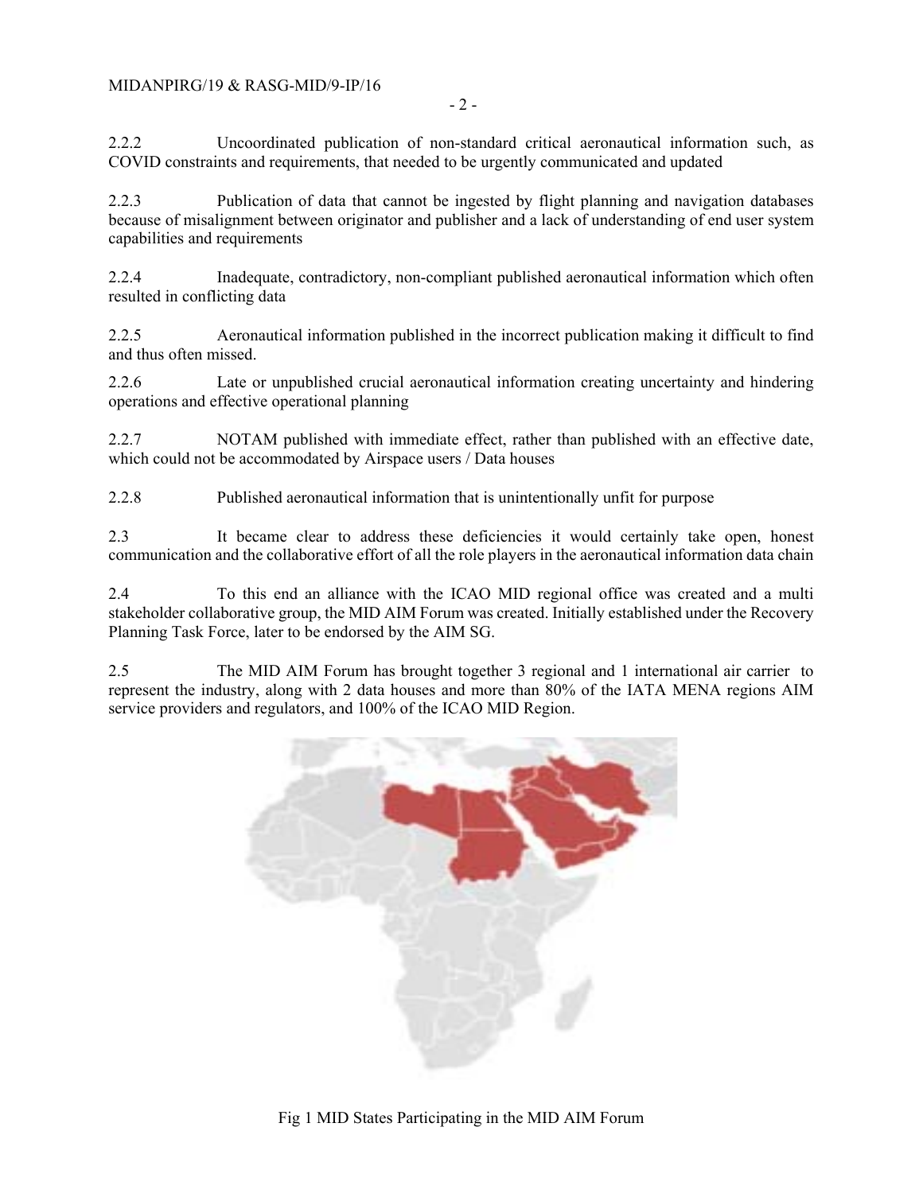2.2.2 Uncoordinated publication of non-standard critical aeronautical information such, as COVID constraints and requirements, that needed to be urgently communicated and updated

2.2.3 Publication of data that cannot be ingested by flight planning and navigation databases because of misalignment between originator and publisher and a lack of understanding of end user system capabilities and requirements

2.2.4 Inadequate, contradictory, non-compliant published aeronautical information which often resulted in conflicting data

2.2.5 Aeronautical information published in the incorrect publication making it difficult to find and thus often missed.

2.2.6 Late or unpublished crucial aeronautical information creating uncertainty and hindering operations and effective operational planning

2.2.7 NOTAM published with immediate effect, rather than published with an effective date, which could not be accommodated by Airspace users / Data houses

2.2.8 Published aeronautical information that is unintentionally unfit for purpose

2.3 It became clear to address these deficiencies it would certainly take open, honest communication and the collaborative effort of all the role players in the aeronautical information data chain

2.4 To this end an alliance with the ICAO MID regional office was created and a multi stakeholder collaborative group, the MID AIM Forum was created. Initially established under the Recovery Planning Task Force, later to be endorsed by the AIM SG.

2.5 The MID AIM Forum has brought together 3 regional and 1 international air carrier to represent the industry, along with 2 data houses and more than 80% of the IATA MENA regions AIM service providers and regulators, and 100% of the ICAO MID Region.

Fig 1 MID States Participating in the MID AIM Forum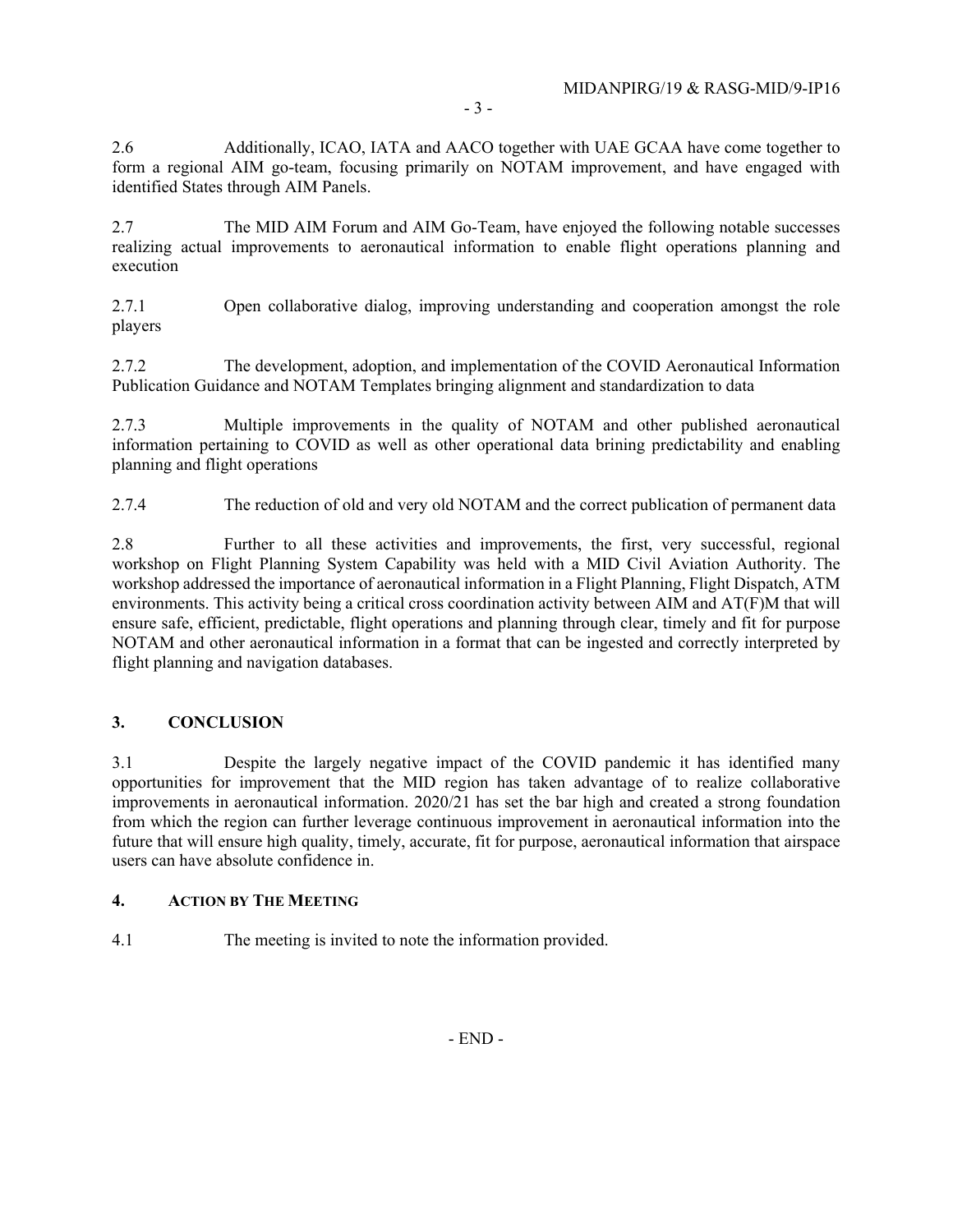2.6 Additionally, ICAO, IATA and AACO together with UAE GCAA have come together to form a regional AIM go-team, focusing primarily on NOTAM improvement, and have engaged with identified States through AIM Panels.

2.7 The MID AIM Forum and AIM Go-Team, have enjoyed the following notable successes realizing actual improvements to aeronautical information to enable flight operations planning and execution

2.7.1 Open collaborative dialog, improving understanding and cooperation amongst the role players

2.7.2 The development, adoption, and implementation of the COVID Aeronautical Information Publication Guidance and NOTAM Templates bringing alignment and standardization to data

2.7.3 Multiple improvements in the quality of NOTAM and other published aeronautical information pertaining to COVID as well as other operational data brining predictability and enabling planning and flight operations

2.7.4 The reduction of old and very old NOTAM and the correct publication of permanent data

2.8 Further to all these activities and improvements, the first, very successful, regional workshop on Flight Planning System Capability was held with a MID Civil Aviation Authority. The workshop addressed the importance of aeronautical information in a Flight Planning, Flight Dispatch, ATM environments. This activity being a critical cross coordination activity between AIM and AT(F)M that will ensure safe, efficient, predictable, flight operations and planning through clear, timely and fit for purpose NOTAM and other aeronautical information in a format that can be ingested and correctly interpreted by flight planning and navigation databases.

## 3. CONCLUSION

3.1 Despite the largely negative impact of the COVID pandemic it has identified many opportunities for improvement that the MID region has taken advantage of to realize collaborative improvements in aeronautical information. 2020/21 has set the bar high and created a strong foundation from which the region can further leverage continuous improvement in aeronautical information into the future that will ensure high quality, timely, accurate, fit for purpose, aeronautical information that airspace users can have absolute confidence in.

## 4. ACTION BY THE MEETING

4.1 The meeting is invited to note the information provided.

- END -